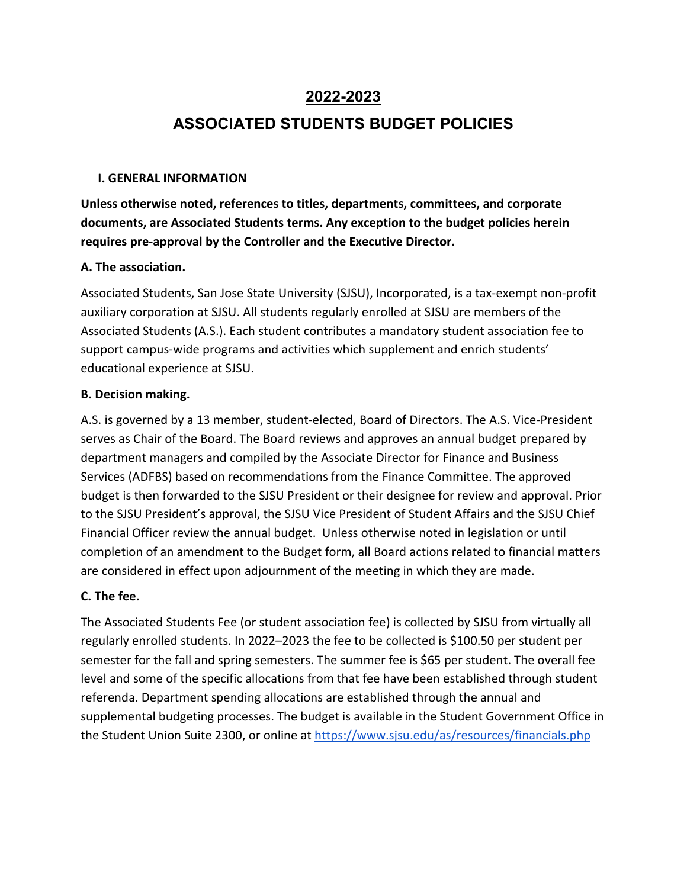# 2022-2023

# ASSOCIATED STUDENTS BUDGET POLICIES

## I. GENERAL INFORMATION

**Unless otherwise noted, references to titles, departments, committees, and corporate documents, are Associated Students terms. Any exception to the budget policies herein requires pre-approval by the Controller and the Executive Director.**

### A. The association.

Associated Students, San Jose State University (SJSU), Incorporated, is a tax-exempt non-profit auxiliary corporation at SJSU. All students regularly enrolled at SJSU are members of the Associated Students (A.S.). Each student contributes a mandatory student association fee to support campus-wide programs and activities which supplement and enrich students' educational experience at SJSU.

### B. Decision making.

A.S. is governed by a 13 member, student-elected, Board of Directors. The A.S. Vice-President serves as Chair of the Board. The Board reviews and approves an annual budget prepared by department managers and compiled by the Associate Director for Finance and Business Services (ADFBS) based on recommendations from the Finance Committee. The approved budget is then forwarded to the SJSU President or their designee for review and approval. Prior to the SJSU President's approval, the SJSU Vice President of Student Affairs and the SJSU Chief Financial Officer review the annual budget. Unless otherwise noted in legislation or until completion of an amendment to the Budget form, all Board actions related to financial matters are considered in effect upon adjournment of the meeting in which they are made.

### C. The fee.

The Associated Students Fee (or student association fee) is collected by SJSU from virtually all regularly enrolled students. In 2022–2023 the fee to be collected is $100.50 per student per semester for the fall and spring semesters. The summer fee is $65 per student. The overall fee level and some of the specific allocations from that fee have been established through student referenda. Department spending allocations are established through the annual and supplemental budgeting processes. The budget is available in the Student Government Office in the Student Union Suite 2300, or online at https://www.sjsu.edu/as/resources/financials.php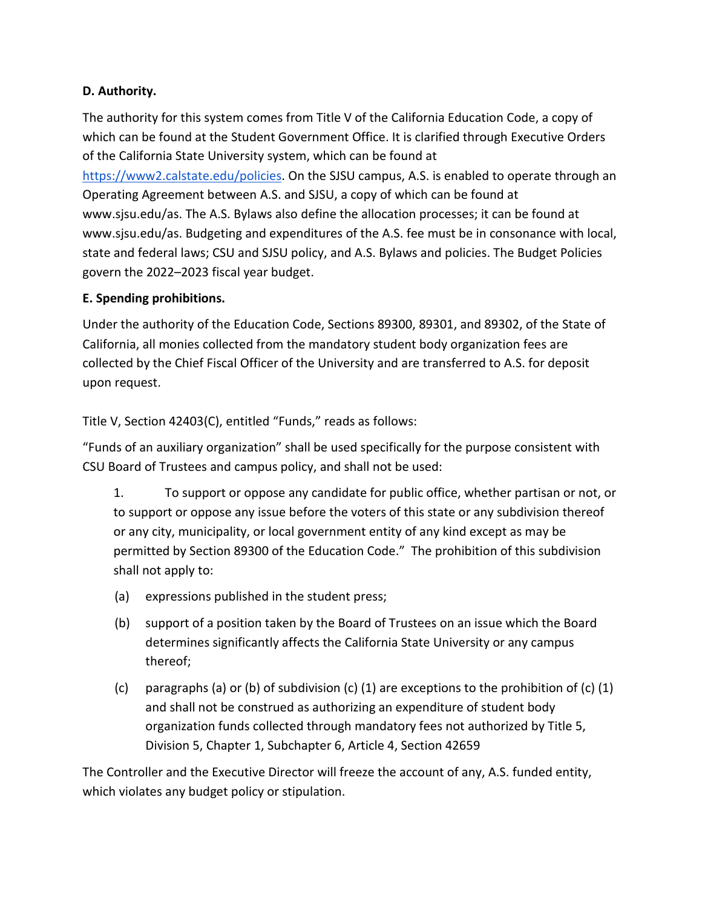**D. Authority.**

The authority for this system comes from Title V of the California Education Code, a copy of which can be found at the Student Government Office. It is clarified through Executive Orders of the California State University system, which can be found at https://www2.calstate.edu/policies. On the SJSU campus, A.S. is enabled to operate through an Operating Agreement between A.S. and SJSU, a copy of which can be found at www.sjsu.edu/as. The A.S. Bylaws also define the allocation processes; it can be found at www.sjsu.edu/as. Budgeting and expenditures of the A.S. fee must be in consonance with local, state and federal laws; CSU and SJSU policy, and A.S. Bylaws and policies. The Budget Policies govern the 2022–2023 fiscal year budget.

**E. Spending prohibitions.**

Under the authority of the Education Code, Sections 89300, 89301, and 89302, of the State of California, all monies collected from the mandatory student body organization fees are collected by the Chief Fiscal Officer of the University and are transferred to A.S. for deposit upon request.

Title V, Section 42403(C), entitled "Funds," reads as follows:

"Funds of an auxiliary organization" shall be used specifically for the purpose consistent with CSU Board of Trustees and campus policy, and shall not be used:

1. To support or oppose any candidate for public office, whether partisan or not, or to support or oppose any issue before the voters of this state or any subdivision thereof or any city, municipality, or local government entity of any kind except as may be permitted by Section 89300 of the Education Code." The prohibition of this subdivision shall not apply to:

    (a) expressions published in the student press;

    (b) support of a position taken by the Board of Trustees on an issue which the Board determines significantly affects the California State University or any campus thereof;

    (c) paragraphs (a) or (b) of subdivision (c) (1) are exceptions to the prohibition of (c) (1) and shall not be construed as authorizing an expenditure of student body organization funds collected through mandatory fees not authorized by Title 5, Division 5, Chapter 1, Subchapter 6, Article 4, Section 42659

The Controller and the Executive Director will freeze the account of any, A.S. funded entity, which violates any budget policy or stipulation.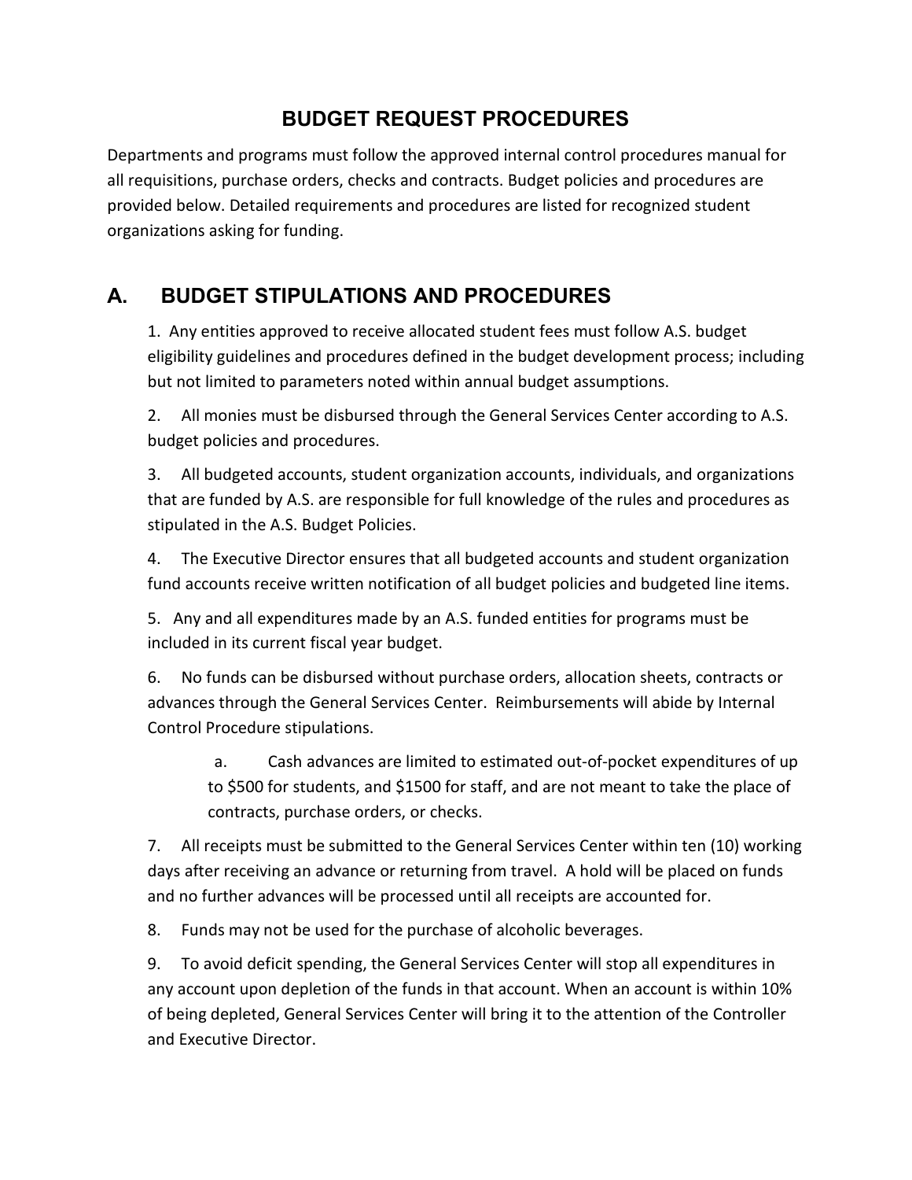# BUDGET REQUEST PROCEDURES

Departments and programs must follow the approved internal control procedures manual for all requisitions, purchase orders, checks and contracts. Budget policies and procedures are provided below. Detailed requirements and procedures are listed for recognized student organizations asking for funding.

## A. BUDGET STIPULATIONS AND PROCEDURES

1. Any entities approved to receive allocated student fees must follow A.S. budget eligibility guidelines and procedures defined in the budget development process; including but not limited to parameters noted within annual budget assumptions.

2. All monies must be disbursed through the General Services Center according to A.S. budget policies and procedures.

3. All budgeted accounts, student organization accounts, individuals, and organizations that are funded by A.S. are responsible for full knowledge of the rules and procedures as stipulated in the A.S. Budget Policies.

4. The Executive Director ensures that all budgeted accounts and student organization fund accounts receive written notification of all budget policies and budgeted line items.

5. Any and all expenditures made by an A.S. funded entities for programs must be included in its current fiscal year budget.

6. No funds can be disbursed without purchase orders, allocation sheets, contracts or advances through the General Services Center. Reimbursements will abide by Internal Control Procedure stipulations.

   a. Cash advances are limited to estimated out-of-pocket expenditures of up to $500 for students, and $1500 for staff, and are not meant to take the place of contracts, purchase orders, or checks.

7. All receipts must be submitted to the General Services Center within ten (10) working days after receiving an advance or returning from travel. A hold will be placed on funds and no further advances will be processed until all receipts are accounted for.

8. Funds may not be used for the purchase of alcoholic beverages.

9. To avoid deficit spending, the General Services Center will stop all expenditures in any account upon depletion of the funds in that account. When an account is within 10% of being depleted, General Services Center will bring it to the attention of the Controller and Executive Director.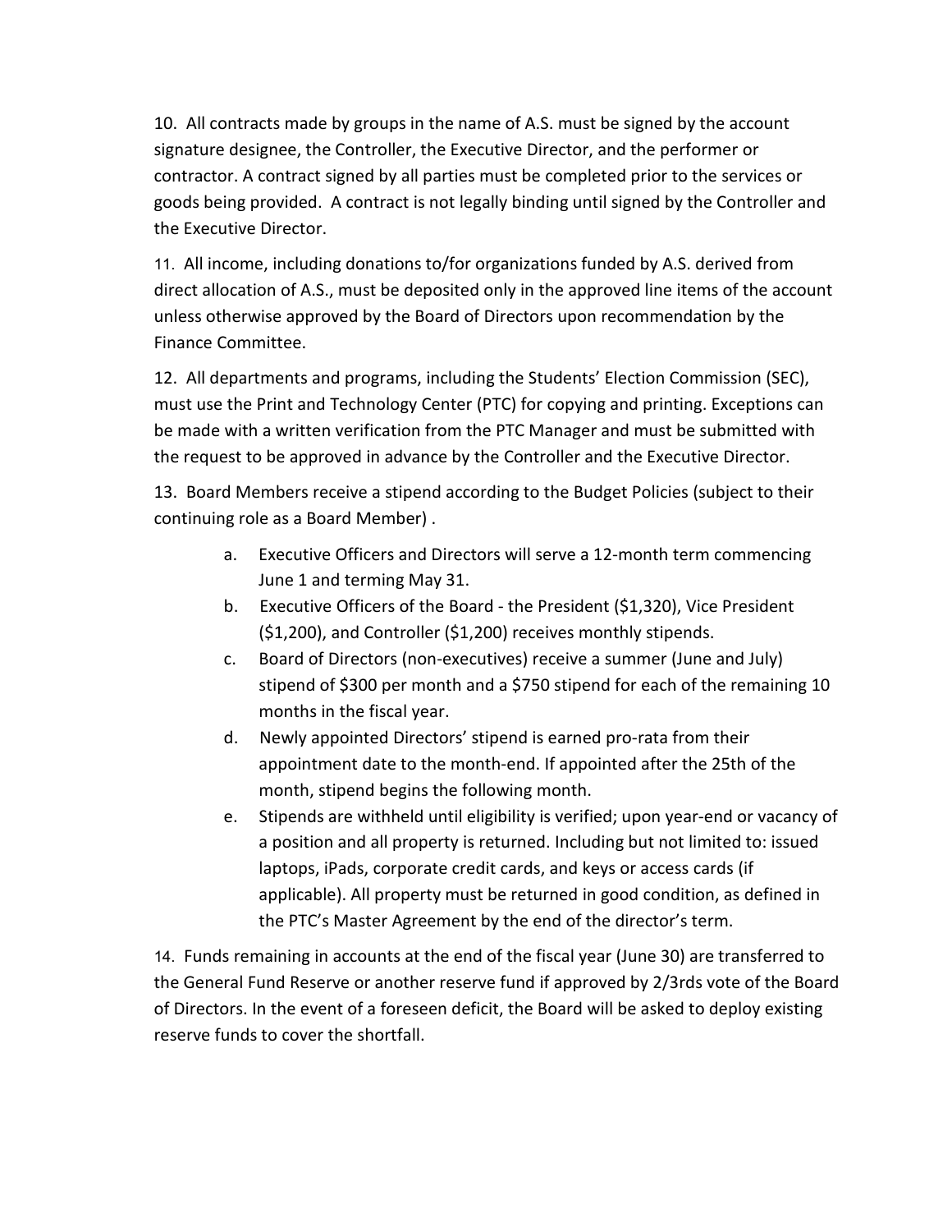10. All contracts made by groups in the name of A.S. must be signed by the account signature designee, the Controller, the Executive Director, and the performer or contractor. A contract signed by all parties must be completed prior to the services or goods being provided. A contract is not legally binding until signed by the Controller and the Executive Director.

11. All income, including donations to/for organizations funded by A.S. derived from direct allocation of A.S., must be deposited only in the approved line items of the account unless otherwise approved by the Board of Directors upon recommendation by the Finance Committee.

12. All departments and programs, including the Students' Election Commission (SEC), must use the Print and Technology Center (PTC) for copying and printing. Exceptions can be made with a written verification from the PTC Manager and must be submitted with the request to be approved in advance by the Controller and the Executive Director.

13. Board Members receive a stipend according to the Budget Policies (subject to their continuing role as a Board Member) .

   a. Executive Officers and Directors will serve a 12-month term commencing June 1 and terming May 31.
   b. Executive Officers of the Board - the President ($1,320), Vice President ($1,200), and Controller ($1,200) receives monthly stipends.
   c. Board of Directors (non-executives) receive a summer (June and July) stipend of $300 per month and a $750 stipend for each of the remaining 10 months in the fiscal year.
   d. Newly appointed Directors' stipend is earned pro-rata from their appointment date to the month-end. If appointed after the 25th of the month, stipend begins the following month.
   e. Stipends are withheld until eligibility is verified; upon year-end or vacancy of a position and all property is returned. Including but not limited to: issued laptops, iPads, corporate credit cards, and keys or access cards (if applicable). All property must be returned in good condition, as defined in the PTC's Master Agreement by the end of the director's term.

14. Funds remaining in accounts at the end of the fiscal year (June 30) are transferred to the General Fund Reserve or another reserve fund if approved by 2/3rds vote of the Board of Directors. In the event of a foreseen deficit, the Board will be asked to deploy existing reserve funds to cover the shortfall.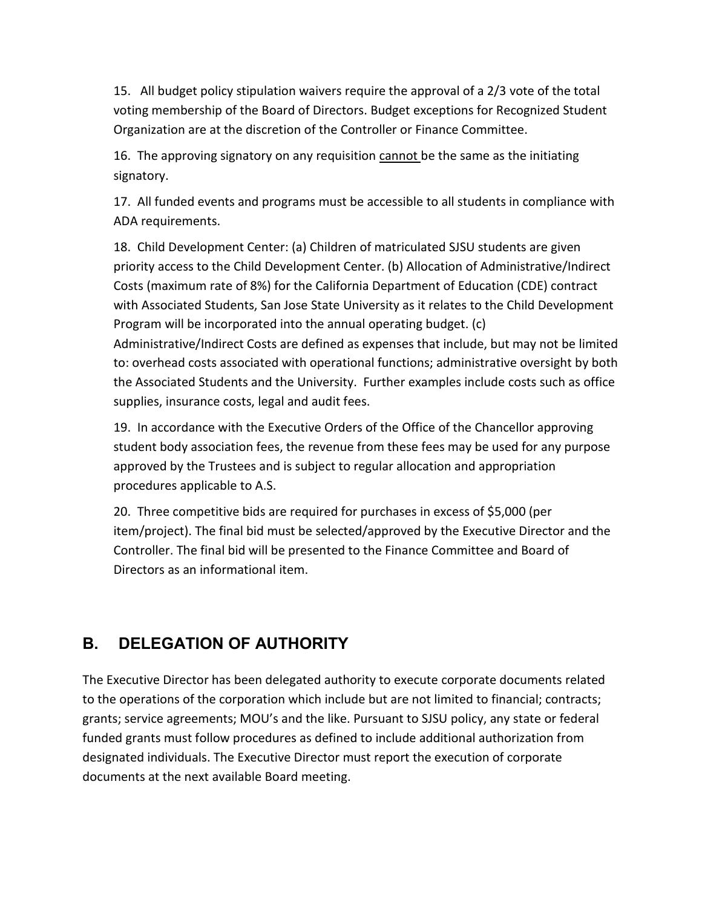15. All budget policy stipulation waivers require the approval of a 2/3 vote of the total voting membership of the Board of Directors. Budget exceptions for Recognized Student Organization are at the discretion of the Controller or Finance Committee.

16. The approving signatory on any requisition <u>cannot</u> be the same as the initiating signatory.

17. All funded events and programs must be accessible to all students in compliance with ADA requirements.

18. Child Development Center: (a) Children of matriculated SJSU students are given priority access to the Child Development Center. (b) Allocation of Administrative/Indirect Costs (maximum rate of 8%) for the California Department of Education (CDE) contract with Associated Students, San Jose State University as it relates to the Child Development Program will be incorporated into the annual operating budget. (c) Administrative/Indirect Costs are defined as expenses that include, but may not be limited to: overhead costs associated with operational functions; administrative oversight by both the Associated Students and the University. Further examples include costs such as office supplies, insurance costs, legal and audit fees.

19. In accordance with the Executive Orders of the Office of the Chancellor approving student body association fees, the revenue from these fees may be used for any purpose approved by the Trustees and is subject to regular allocation and appropriation procedures applicable to A.S.

20. Three competitive bids are required for purchases in excess of $5,000 (per item/project). The final bid must be selected/approved by the Executive Director and the Controller. The final bid will be presented to the Finance Committee and Board of Directors as an informational item.

## B. DELEGATION OF AUTHORITY

The Executive Director has been delegated authority to execute corporate documents related to the operations of the corporation which include but are not limited to financial; contracts; grants; service agreements; MOU's and the like. Pursuant to SJSU policy, any state or federal funded grants must follow procedures as defined to include additional authorization from designated individuals. The Executive Director must report the execution of corporate documents at the next available Board meeting.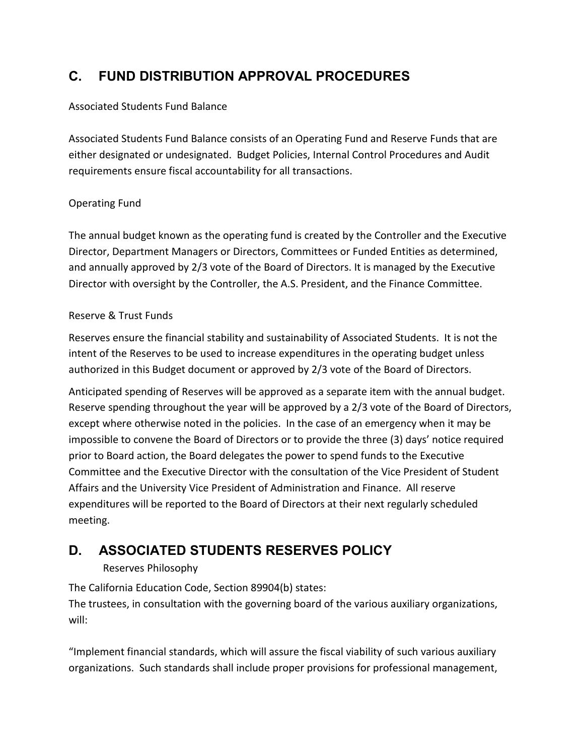## C. FUND DISTRIBUTION APPROVAL PROCEDURES

Associated Students Fund Balance

Associated Students Fund Balance consists of an Operating Fund and Reserve Funds that are either designated or undesignated. Budget Policies, Internal Control Procedures and Audit requirements ensure fiscal accountability for all transactions.

Operating Fund

The annual budget known as the operating fund is created by the Controller and the Executive Director, Department Managers or Directors, Committees or Funded Entities as determined, and annually approved by 2/3 vote of the Board of Directors. It is managed by the Executive Director with oversight by the Controller, the A.S. President, and the Finance Committee.

Reserve & Trust Funds

Reserves ensure the financial stability and sustainability of Associated Students. It is not the intent of the Reserves to be used to increase expenditures in the operating budget unless authorized in this Budget document or approved by 2/3 vote of the Board of Directors.

Anticipated spending of Reserves will be approved as a separate item with the annual budget. Reserve spending throughout the year will be approved by a 2/3 vote of the Board of Directors, except where otherwise noted in the policies. In the case of an emergency when it may be impossible to convene the Board of Directors or to provide the three (3) days' notice required prior to Board action, the Board delegates the power to spend funds to the Executive Committee and the Executive Director with the consultation of the Vice President of Student Affairs and the University Vice President of Administration and Finance. All reserve expenditures will be reported to the Board of Directors at their next regularly scheduled meeting.

## D. ASSOCIATED STUDENTS RESERVES POLICY

Reserves Philosophy

The California Education Code, Section 89904(b) states:
The trustees, in consultation with the governing board of the various auxiliary organizations, will:

"Implement financial standards, which will assure the fiscal viability of such various auxiliary organizations. Such standards shall include proper provisions for professional management,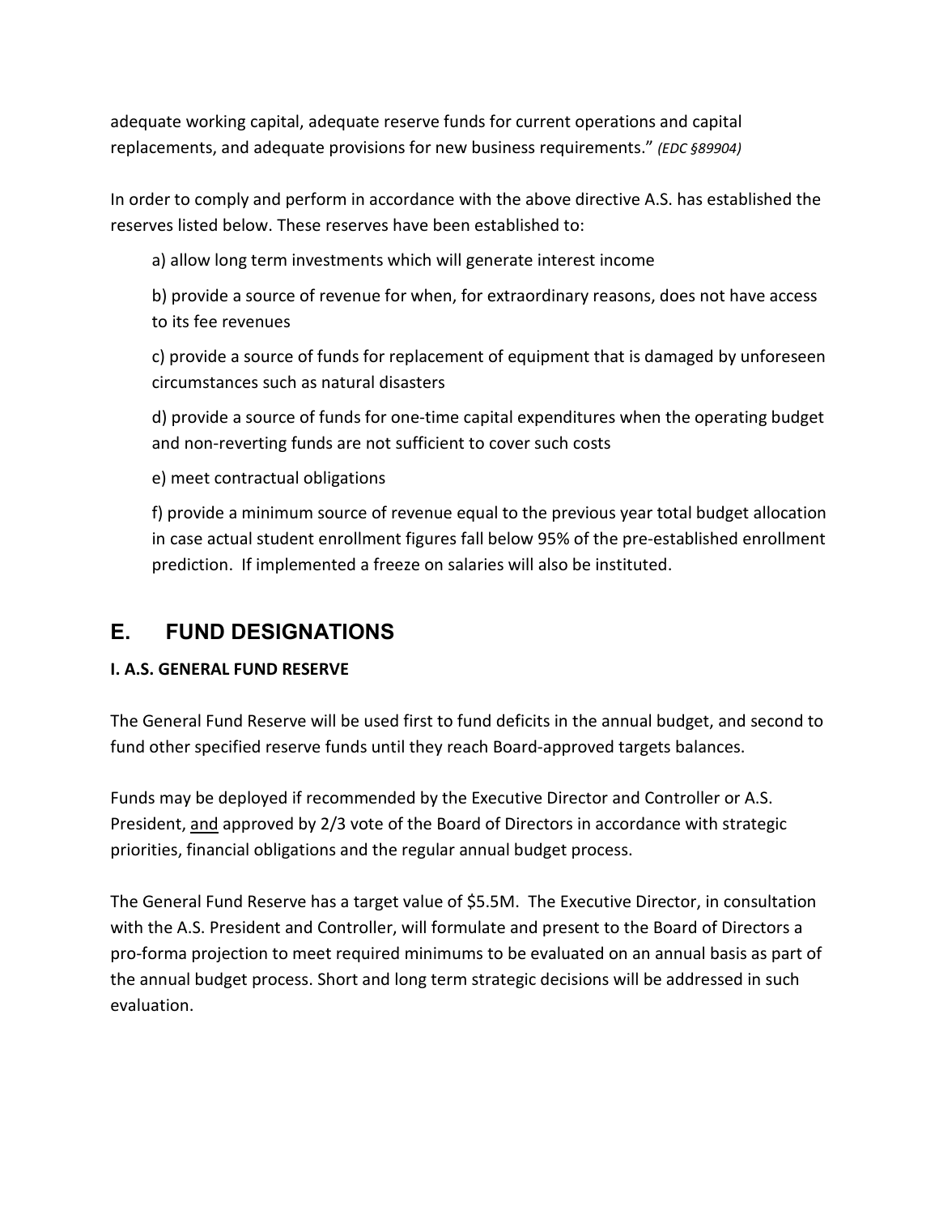adequate working capital, adequate reserve funds for current operations and capital replacements, and adequate provisions for new business requirements." *(EDC §89904)*

In order to comply and perform in accordance with the above directive A.S. has established the reserves listed below. These reserves have been established to:

a) allow long term investments which will generate interest income

b) provide a source of revenue for when, for extraordinary reasons, does not have access to its fee revenues

c) provide a source of funds for replacement of equipment that is damaged by unforeseen circumstances such as natural disasters

d) provide a source of funds for one-time capital expenditures when the operating budget and non-reverting funds are not sufficient to cover such costs

e) meet contractual obligations

f) provide a minimum source of revenue equal to the previous year total budget allocation in case actual student enrollment figures fall below 95% of the pre-established enrollment prediction. If implemented a freeze on salaries will also be instituted.

## E. FUND DESIGNATIONS

**I. A.S. GENERAL FUND RESERVE**

The General Fund Reserve will be used first to fund deficits in the annual budget, and second to fund other specified reserve funds until they reach Board-approved targets balances.

Funds may be deployed if recommended by the Executive Director and Controller or A.S. President, <u>and</u> approved by 2/3 vote of the Board of Directors in accordance with strategic priorities, financial obligations and the regular annual budget process.

The General Fund Reserve has a target value of $5.5M. The Executive Director, in consultation with the A.S. President and Controller, will formulate and present to the Board of Directors a pro-forma projection to meet required minimums to be evaluated on an annual basis as part of the annual budget process. Short and long term strategic decisions will be addressed in such evaluation.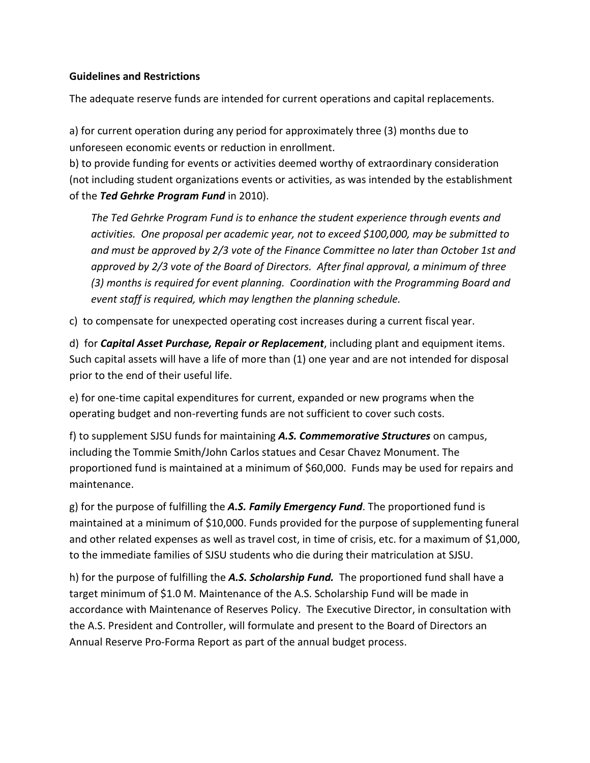**Guidelines and Restrictions**

The adequate reserve funds are intended for current operations and capital replacements.

a) for current operation during any period for approximately three (3) months due to unforeseen economic events or reduction in enrollment.
b) to provide funding for events or activities deemed worthy of extraordinary consideration (not including student organizations events or activities, as was intended by the establishment of the ***Ted Gehrke Program Fund*** in 2010).

> *The Ted Gehrke Program Fund is to enhance the student experience through events and activities. One proposal per academic year, not to exceed $100,000, may be submitted to and must be approved by 2/3 vote of the Finance Committee no later than October 1st and approved by 2/3 vote of the Board of Directors. After final approval, a minimum of three (3) months is required for event planning. Coordination with the Programming Board and event staff is required, which may lengthen the planning schedule.*

c) to compensate for unexpected operating cost increases during a current fiscal year.

d) for ***Capital Asset Purchase, Repair or Replacement***, including plant and equipment items. Such capital assets will have a life of more than (1) one year and are not intended for disposal prior to the end of their useful life.

e) for one-time capital expenditures for current, expanded or new programs when the operating budget and non-reverting funds are not sufficient to cover such costs.

f) to supplement SJSU funds for maintaining ***A.S. Commemorative Structures*** on campus, including the Tommie Smith/John Carlos statues and Cesar Chavez Monument. The proportioned fund is maintained at a minimum of $60,000. Funds may be used for repairs and maintenance.

g) for the purpose of fulfilling the ***A.S. Family Emergency Fund***. The proportioned fund is maintained at a minimum of $10,000. Funds provided for the purpose of supplementing funeral and other related expenses as well as travel cost, in time of crisis, etc. for a maximum of $1,000, to the immediate families of SJSU students who die during their matriculation at SJSU.

h) for the purpose of fulfilling the ***A.S. Scholarship Fund.*** The proportioned fund shall have a target minimum of $1.0 M. Maintenance of the A.S. Scholarship Fund will be made in accordance with Maintenance of Reserves Policy. The Executive Director, in consultation with the A.S. President and Controller, will formulate and present to the Board of Directors an Annual Reserve Pro-Forma Report as part of the annual budget process.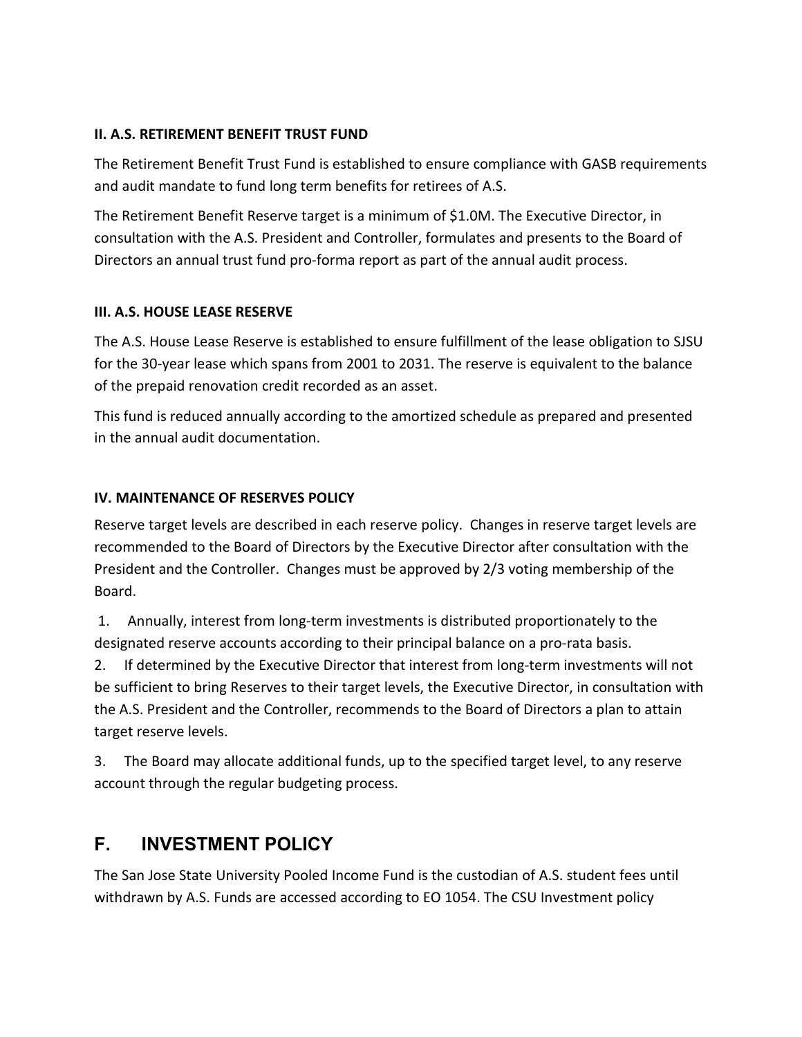**II. A.S. RETIREMENT BENEFIT TRUST FUND**

The Retirement Benefit Trust Fund is established to ensure compliance with GASB requirements and audit mandate to fund long term benefits for retirees of A.S.

The Retirement Benefit Reserve target is a minimum of $1.0M. The Executive Director, in consultation with the A.S. President and Controller, formulates and presents to the Board of Directors an annual trust fund pro-forma report as part of the annual audit process.

**III. A.S. HOUSE LEASE RESERVE**

The A.S. House Lease Reserve is established to ensure fulfillment of the lease obligation to SJSU for the 30-year lease which spans from 2001 to 2031. The reserve is equivalent to the balance of the prepaid renovation credit recorded as an asset.

This fund is reduced annually according to the amortized schedule as prepared and presented in the annual audit documentation.

**IV. MAINTENANCE OF RESERVES POLICY**

Reserve target levels are described in each reserve policy. Changes in reserve target levels are recommended to the Board of Directors by the Executive Director after consultation with the President and the Controller. Changes must be approved by 2/3 voting membership of the Board.

1. Annually, interest from long-term investments is distributed proportionately to the designated reserve accounts according to their principal balance on a pro-rata basis.
2. If determined by the Executive Director that interest from long-term investments will not be sufficient to bring Reserves to their target levels, the Executive Director, in consultation with the A.S. President and the Controller, recommends to the Board of Directors a plan to attain target reserve levels.
3. The Board may allocate additional funds, up to the specified target level, to any reserve account through the regular budgeting process.

## F. INVESTMENT POLICY

The San Jose State University Pooled Income Fund is the custodian of A.S. student fees until withdrawn by A.S. Funds are accessed according to EO 1054. The CSU Investment policy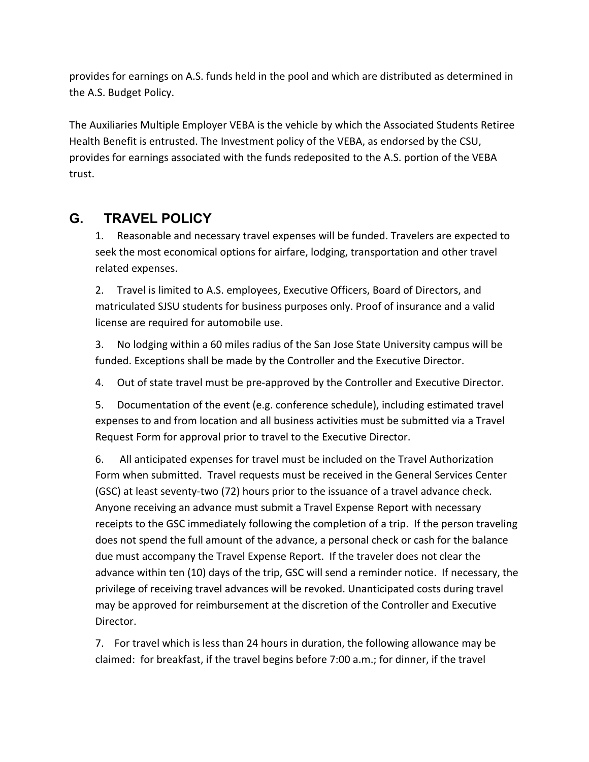provides for earnings on A.S. funds held in the pool and which are distributed as determined in the A.S. Budget Policy.

The Auxiliaries Multiple Employer VEBA is the vehicle by which the Associated Students Retiree Health Benefit is entrusted. The Investment policy of the VEBA, as endorsed by the CSU, provides for earnings associated with the funds redeposited to the A.S. portion of the VEBA trust.

## G. TRAVEL POLICY

1. Reasonable and necessary travel expenses will be funded. Travelers are expected to seek the most economical options for airfare, lodging, transportation and other travel related expenses.

2. Travel is limited to A.S. employees, Executive Officers, Board of Directors, and matriculated SJSU students for business purposes only. Proof of insurance and a valid license are required for automobile use.

3. No lodging within a 60 miles radius of the San Jose State University campus will be funded. Exceptions shall be made by the Controller and the Executive Director.

4. Out of state travel must be pre-approved by the Controller and Executive Director.

5. Documentation of the event (e.g. conference schedule), including estimated travel expenses to and from location and all business activities must be submitted via a Travel Request Form for approval prior to travel to the Executive Director.

6. All anticipated expenses for travel must be included on the Travel Authorization Form when submitted. Travel requests must be received in the General Services Center (GSC) at least seventy-two (72) hours prior to the issuance of a travel advance check. Anyone receiving an advance must submit a Travel Expense Report with necessary receipts to the GSC immediately following the completion of a trip. If the person traveling does not spend the full amount of the advance, a personal check or cash for the balance due must accompany the Travel Expense Report. If the traveler does not clear the advance within ten (10) days of the trip, GSC will send a reminder notice. If necessary, the privilege of receiving travel advances will be revoked. Unanticipated costs during travel may be approved for reimbursement at the discretion of the Controller and Executive Director.

7. For travel which is less than 24 hours in duration, the following allowance may be claimed: for breakfast, if the travel begins before 7:00 a.m.; for dinner, if the travel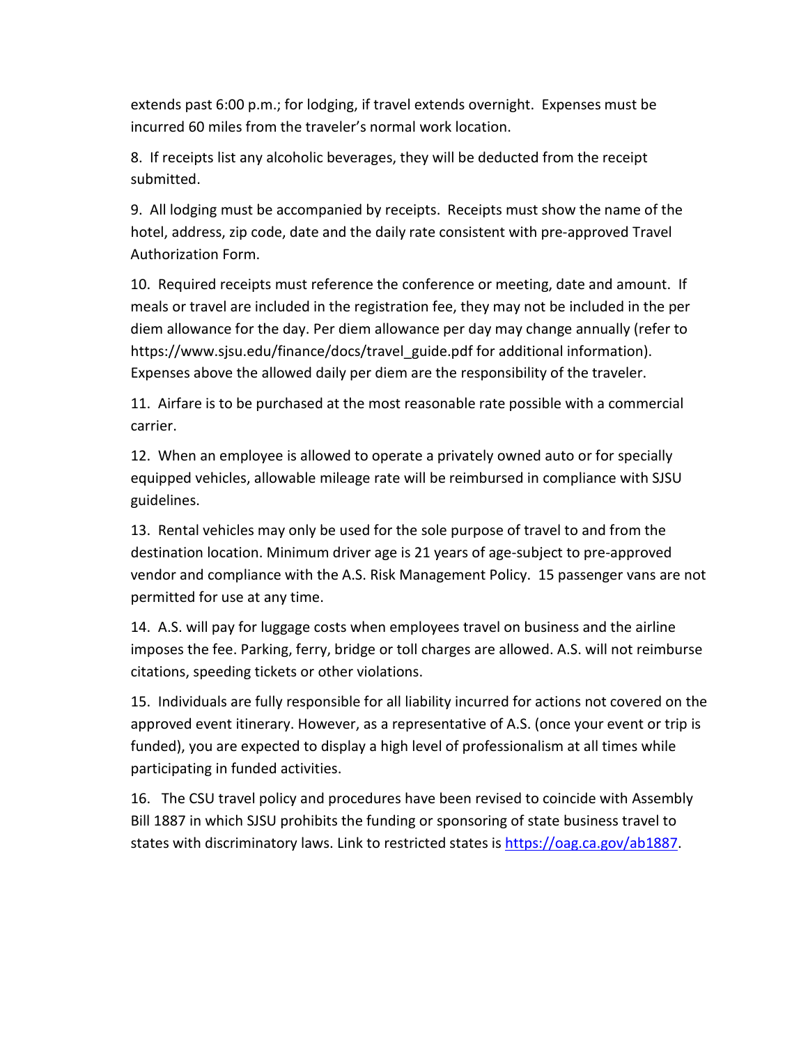extends past 6:00 p.m.; for lodging, if travel extends overnight. Expenses must be incurred 60 miles from the traveler's normal work location.

8. If receipts list any alcoholic beverages, they will be deducted from the receipt submitted.

9. All lodging must be accompanied by receipts. Receipts must show the name of the hotel, address, zip code, date and the daily rate consistent with pre-approved Travel Authorization Form.

10. Required receipts must reference the conference or meeting, date and amount. If meals or travel are included in the registration fee, they may not be included in the per diem allowance for the day. Per diem allowance per day may change annually (refer to https://www.sjsu.edu/finance/docs/travel_guide.pdf for additional information). Expenses above the allowed daily per diem are the responsibility of the traveler.

11. Airfare is to be purchased at the most reasonable rate possible with a commercial carrier.

12. When an employee is allowed to operate a privately owned auto or for specially equipped vehicles, allowable mileage rate will be reimbursed in compliance with SJSU guidelines.

13. Rental vehicles may only be used for the sole purpose of travel to and from the destination location. Minimum driver age is 21 years of age-subject to pre-approved vendor and compliance with the A.S. Risk Management Policy. 15 passenger vans are not permitted for use at any time.

14. A.S. will pay for luggage costs when employees travel on business and the airline imposes the fee. Parking, ferry, bridge or toll charges are allowed. A.S. will not reimburse citations, speeding tickets or other violations.

15. Individuals are fully responsible for all liability incurred for actions not covered on the approved event itinerary. However, as a representative of A.S. (once your event or trip is funded), you are expected to display a high level of professionalism at all times while participating in funded activities.

16. The CSU travel policy and procedures have been revised to coincide with Assembly Bill 1887 in which SJSU prohibits the funding or sponsoring of state business travel to states with discriminatory laws. Link to restricted states is [https://oag.ca.gov/ab1887](https://oag.ca.gov/ab1887).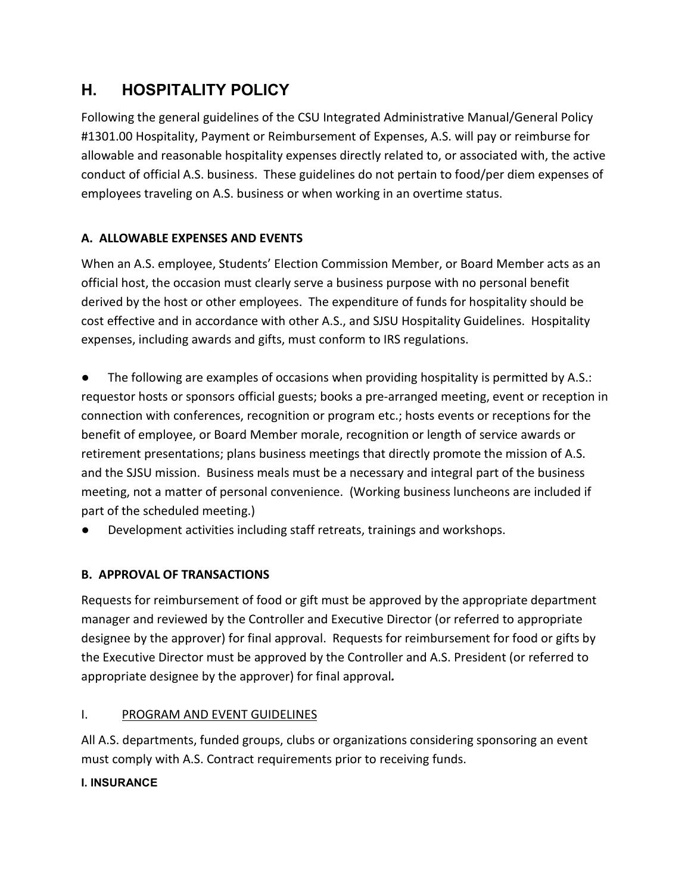## H. HOSPITALITY POLICY

Following the general guidelines of the CSU Integrated Administrative Manual/General Policy #1301.00 Hospitality, Payment or Reimbursement of Expenses, A.S. will pay or reimburse for allowable and reasonable hospitality expenses directly related to, or associated with, the active conduct of official A.S. business. These guidelines do not pertain to food/per diem expenses of employees traveling on A.S. business or when working in an overtime status.

### A. ALLOWABLE EXPENSES AND EVENTS

When an A.S. employee, Students' Election Commission Member, or Board Member acts as an official host, the occasion must clearly serve a business purpose with no personal benefit derived by the host or other employees. The expenditure of funds for hospitality should be cost effective and in accordance with other A.S., and SJSU Hospitality Guidelines. Hospitality expenses, including awards and gifts, must conform to IRS regulations.

- The following are examples of occasions when providing hospitality is permitted by A.S.: requestor hosts or sponsors official guests; books a pre-arranged meeting, event or reception in connection with conferences, recognition or program etc.; hosts events or receptions for the benefit of employee, or Board Member morale, recognition or length of service awards or retirement presentations; plans business meetings that directly promote the mission of A.S. and the SJSU mission. Business meals must be a necessary and integral part of the business meeting, not a matter of personal convenience. (Working business luncheons are included if part of the scheduled meeting.)
- Development activities including staff retreats, trainings and workshops.

### B. APPROVAL OF TRANSACTIONS

Requests for reimbursement of food or gift must be approved by the appropriate department manager and reviewed by the Controller and Executive Director (or referred to appropriate designee by the approver) for final approval. Requests for reimbursement for food or gifts by the Executive Director must be approved by the Controller and A.S. President (or referred to appropriate designee by the approver) for final approval*.*

I. <u>PROGRAM AND EVENT GUIDELINES</u>

All A.S. departments, funded groups, clubs or organizations considering sponsoring an event must comply with A.S. Contract requirements prior to receiving funds.

**I. INSURANCE**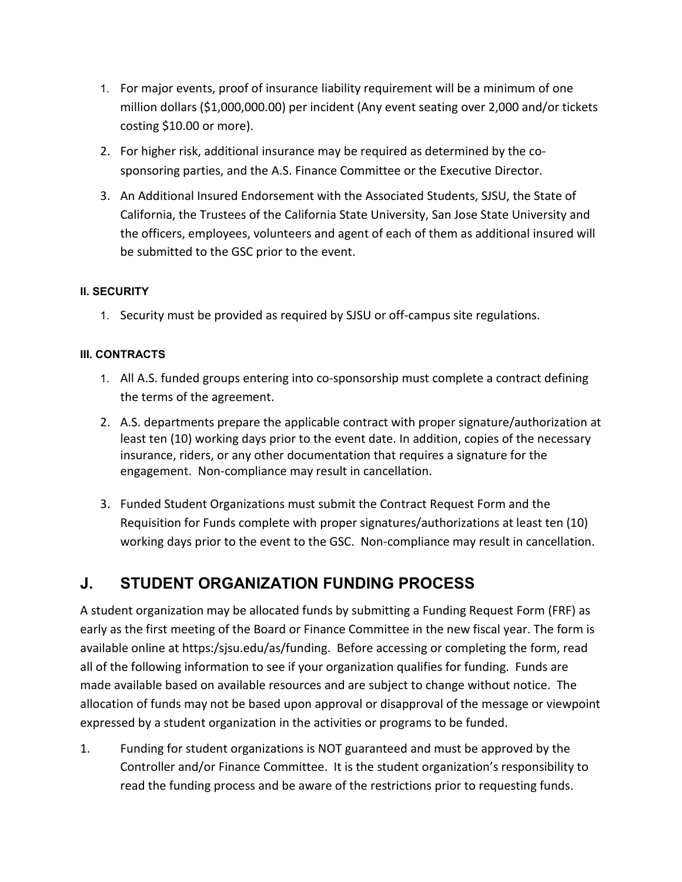1. For major events, proof of insurance liability requirement will be a minimum of one million dollars ($1,000,000.00) per incident (Any event seating over 2,000 and/or tickets costing $10.00 or more).
2. For higher risk, additional insurance may be required as determined by the co-sponsoring parties, and the A.S. Finance Committee or the Executive Director.
3. An Additional Insured Endorsement with the Associated Students, SJSU, the State of California, the Trustees of the California State University, San Jose State University and the officers, employees, volunteers and agent of each of them as additional insured will be submitted to the GSC prior to the event.

#### II. SECURITY

1. Security must be provided as required by SJSU or off-campus site regulations.

#### III. CONTRACTS

1. All A.S. funded groups entering into co-sponsorship must complete a contract defining the terms of the agreement.
2. A.S. departments prepare the applicable contract with proper signature/authorization at least ten (10) working days prior to the event date. In addition, copies of the necessary insurance, riders, or any other documentation that requires a signature for the engagement. Non-compliance may result in cancellation.
3. Funded Student Organizations must submit the Contract Request Form and the Requisition for Funds complete with proper signatures/authorizations at least ten (10) working days prior to the event to the GSC. Non-compliance may result in cancellation.

## J. STUDENT ORGANIZATION FUNDING PROCESS

A student organization may be allocated funds by submitting a Funding Request Form (FRF) as early as the first meeting of the Board or Finance Committee in the new fiscal year. The form is available online at https:/sjsu.edu/as/funding. Before accessing or completing the form, read all of the following information to see if your organization qualifies for funding. Funds are made available based on available resources and are subject to change without notice. The allocation of funds may not be based upon approval or disapproval of the message or viewpoint expressed by a student organization in the activities or programs to be funded.

1. Funding for student organizations is NOT guaranteed and must be approved by the Controller and/or Finance Committee. It is the student organization's responsibility to read the funding process and be aware of the restrictions prior to requesting funds.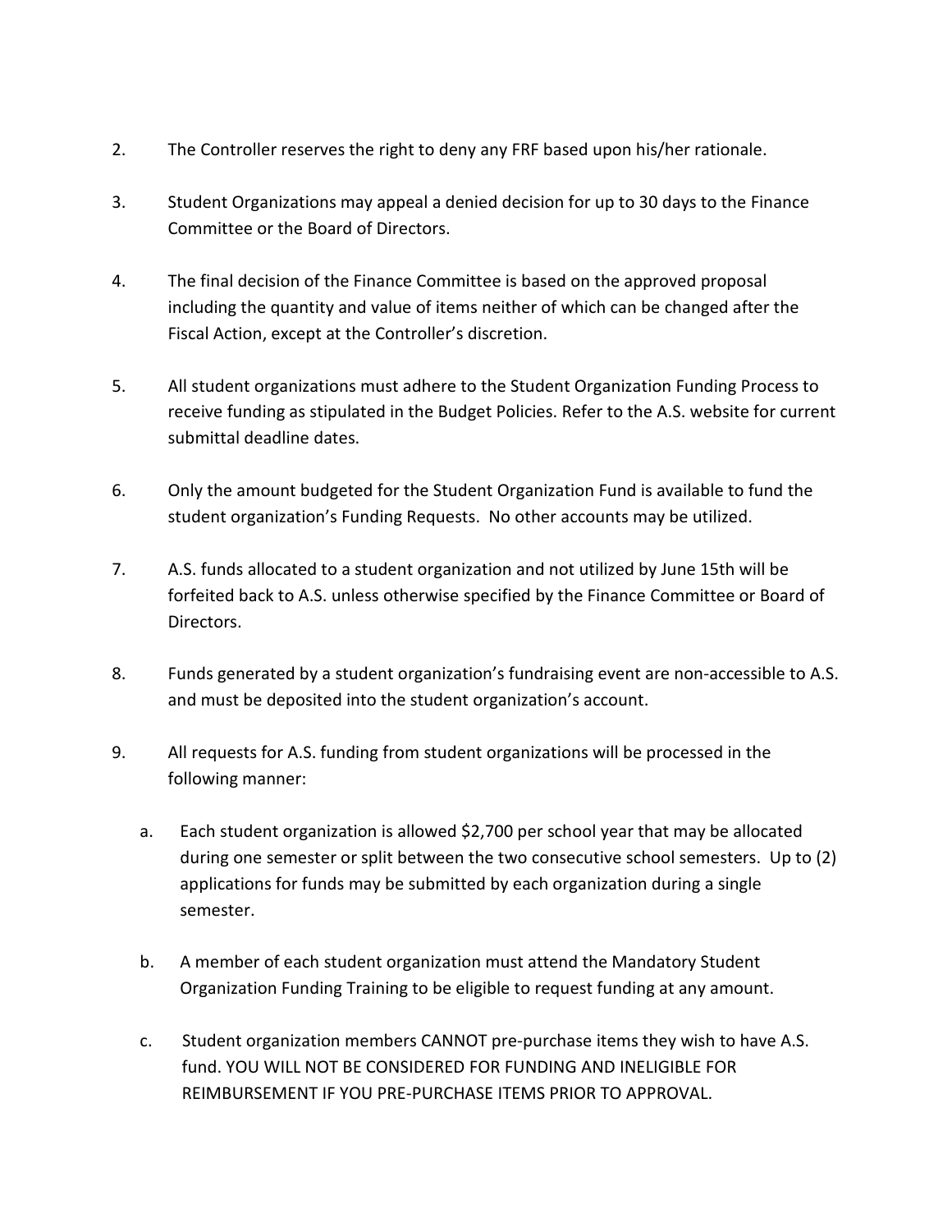2. The Controller reserves the right to deny any FRF based upon his/her rationale.

3. Student Organizations may appeal a denied decision for up to 30 days to the Finance Committee or the Board of Directors.

4. The final decision of the Finance Committee is based on the approved proposal including the quantity and value of items neither of which can be changed after the Fiscal Action, except at the Controller's discretion.

5. All student organizations must adhere to the Student Organization Funding Process to receive funding as stipulated in the Budget Policies. Refer to the A.S. website for current submittal deadline dates.

6. Only the amount budgeted for the Student Organization Fund is available to fund the student organization's Funding Requests. No other accounts may be utilized.

7. A.S. funds allocated to a student organization and not utilized by June 15th will be forfeited back to A.S. unless otherwise specified by the Finance Committee or Board of Directors.

8. Funds generated by a student organization's fundraising event are non-accessible to A.S. and must be deposited into the student organization's account.

9. All requests for A.S. funding from student organizations will be processed in the following manner:

    a. Each student organization is allowed $2,700 per school year that may be allocated during one semester or split between the two consecutive school semesters. Up to (2) applications for funds may be submitted by each organization during a single semester.

    b. A member of each student organization must attend the Mandatory Student Organization Funding Training to be eligible to request funding at any amount.

    c. Student organization members CANNOT pre-purchase items they wish to have A.S. fund. YOU WILL NOT BE CONSIDERED FOR FUNDING AND INELIGIBLE FOR REIMBURSEMENT IF YOU PRE-PURCHASE ITEMS PRIOR TO APPROVAL.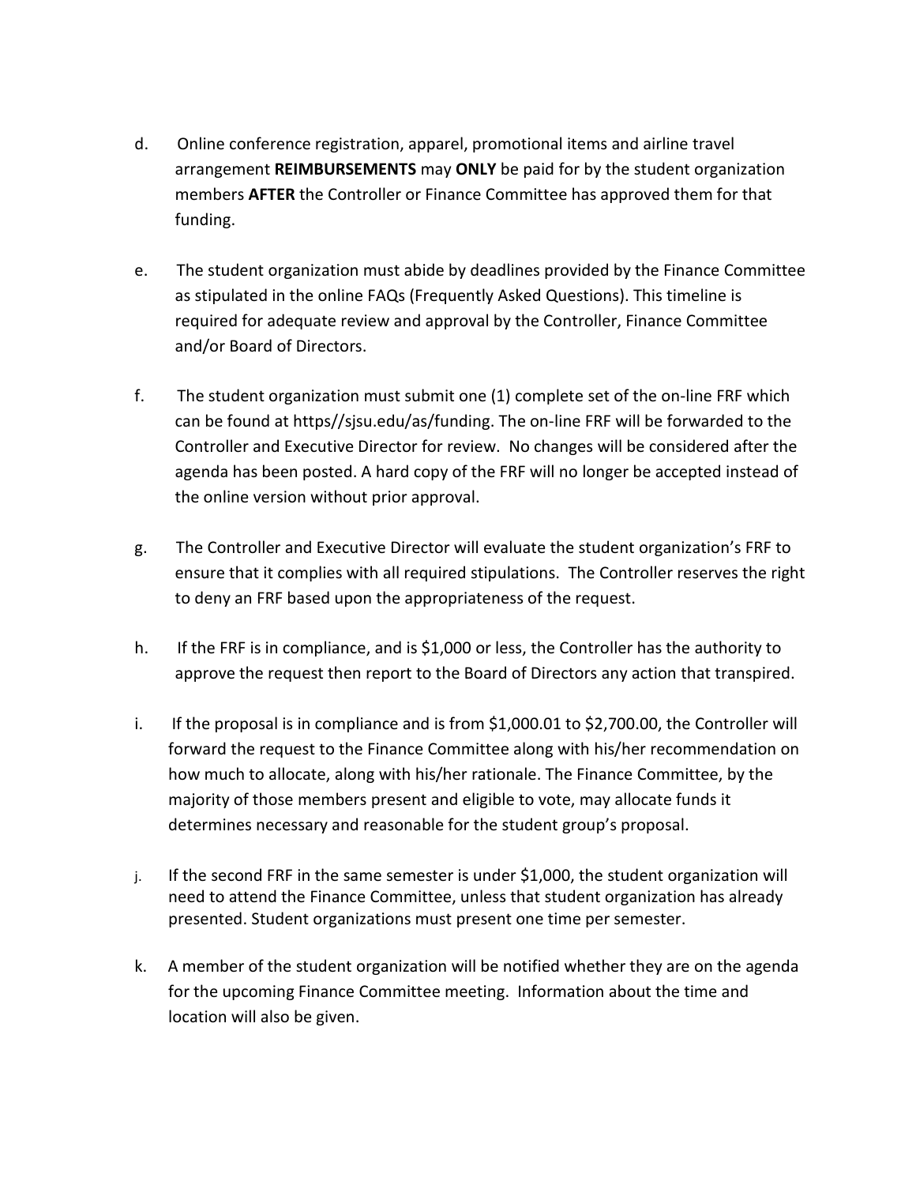d. Online conference registration, apparel, promotional items and airline travel arrangement **REIMBURSEMENTS** may **ONLY** be paid for by the student organization members **AFTER** the Controller or Finance Committee has approved them for that funding.

e. The student organization must abide by deadlines provided by the Finance Committee as stipulated in the online FAQs (Frequently Asked Questions). This timeline is required for adequate review and approval by the Controller, Finance Committee and/or Board of Directors.

f. The student organization must submit one (1) complete set of the on-line FRF which can be found at https//sjsu.edu/as/funding. The on-line FRF will be forwarded to the Controller and Executive Director for review. No changes will be considered after the agenda has been posted. A hard copy of the FRF will no longer be accepted instead of the online version without prior approval.

g. The Controller and Executive Director will evaluate the student organization's FRF to ensure that it complies with all required stipulations. The Controller reserves the right to deny an FRF based upon the appropriateness of the request.

h. If the FRF is in compliance, and is $1,000 or less, the Controller has the authority to approve the request then report to the Board of Directors any action that transpired.

i. If the proposal is in compliance and is from $1,000.01 to $2,700.00, the Controller will forward the request to the Finance Committee along with his/her recommendation on how much to allocate, along with his/her rationale. The Finance Committee, by the majority of those members present and eligible to vote, may allocate funds it determines necessary and reasonable for the student group's proposal.

j. If the second FRF in the same semester is under $1,000, the student organization will need to attend the Finance Committee, unless that student organization has already presented. Student organizations must present one time per semester.

k. A member of the student organization will be notified whether they are on the agenda for the upcoming Finance Committee meeting. Information about the time and location will also be given.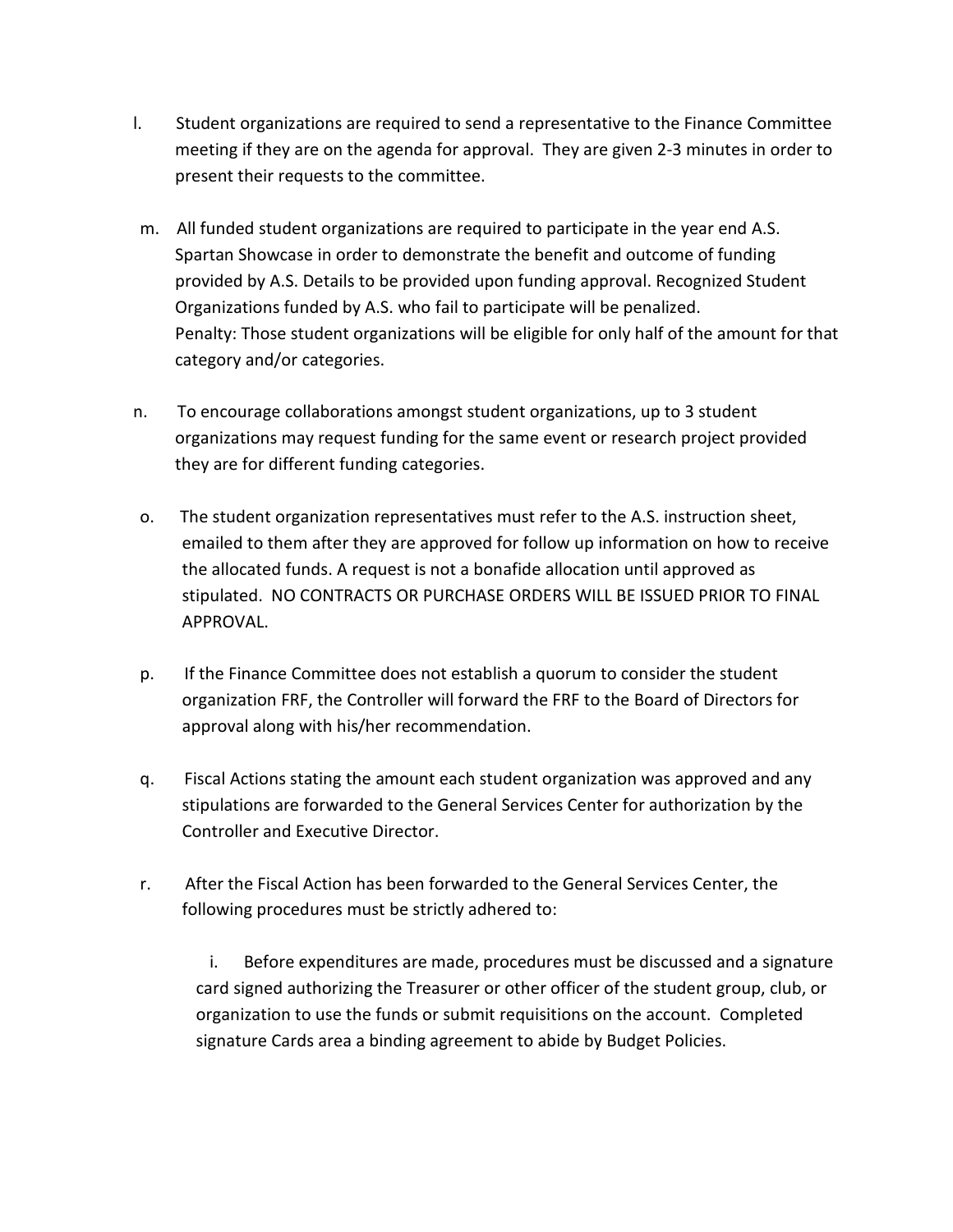l. Student organizations are required to send a representative to the Finance Committee meeting if they are on the agenda for approval. They are given 2-3 minutes in order to present their requests to the committee.

m. All funded student organizations are required to participate in the year end A.S. Spartan Showcase in order to demonstrate the benefit and outcome of funding provided by A.S. Details to be provided upon funding approval. Recognized Student Organizations funded by A.S. who fail to participate will be penalized.
Penalty: Those student organizations will be eligible for only half of the amount for that category and/or categories.

n. To encourage collaborations amongst student organizations, up to 3 student organizations may request funding for the same event or research project provided they are for different funding categories.

o. The student organization representatives must refer to the A.S. instruction sheet, emailed to them after they are approved for follow up information on how to receive the allocated funds. A request is not a bonafide allocation until approved as stipulated. NO CONTRACTS OR PURCHASE ORDERS WILL BE ISSUED PRIOR TO FINAL APPROVAL.

p. If the Finance Committee does not establish a quorum to consider the student organization FRF, the Controller will forward the FRF to the Board of Directors for approval along with his/her recommendation.

q. Fiscal Actions stating the amount each student organization was approved and any stipulations are forwarded to the General Services Center for authorization by the Controller and Executive Director.

r. After the Fiscal Action has been forwarded to the General Services Center, the following procedures must be strictly adhered to:

  i. Before expenditures are made, procedures must be discussed and a signature card signed authorizing the Treasurer or other officer of the student group, club, or organization to use the funds or submit requisitions on the account. Completed signature Cards area a binding agreement to abide by Budget Policies.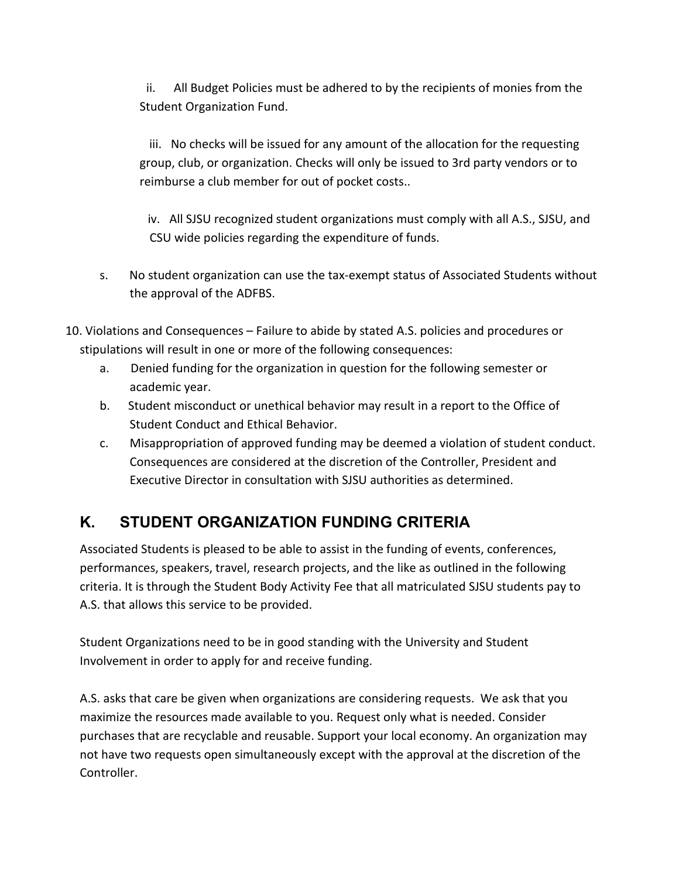ii. All Budget Policies must be adhered to by the recipients of monies from the Student Organization Fund.

iii. No checks will be issued for any amount of the allocation for the requesting group, club, or organization. Checks will only be issued to 3rd party vendors or to reimburse a club member for out of pocket costs..

iv. All SJSU recognized student organizations must comply with all A.S., SJSU, and CSU wide policies regarding the expenditure of funds.

s. No student organization can use the tax-exempt status of Associated Students without the approval of the ADFBS.

10. Violations and Consequences – Failure to abide by stated A.S. policies and procedures or stipulations will result in one or more of the following consequences:
    a. Denied funding for the organization in question for the following semester or academic year.
    b. Student misconduct or unethical behavior may result in a report to the Office of Student Conduct and Ethical Behavior.
    c. Misappropriation of approved funding may be deemed a violation of student conduct. Consequences are considered at the discretion of the Controller, President and Executive Director in consultation with SJSU authorities as determined.

## K. STUDENT ORGANIZATION FUNDING CRITERIA

Associated Students is pleased to be able to assist in the funding of events, conferences, performances, speakers, travel, research projects, and the like as outlined in the following criteria. It is through the Student Body Activity Fee that all matriculated SJSU students pay to A.S. that allows this service to be provided.

Student Organizations need to be in good standing with the University and Student Involvement in order to apply for and receive funding.

A.S. asks that care be given when organizations are considering requests. We ask that you maximize the resources made available to you. Request only what is needed. Consider purchases that are recyclable and reusable. Support your local economy. An organization may not have two requests open simultaneously except with the approval at the discretion of the Controller.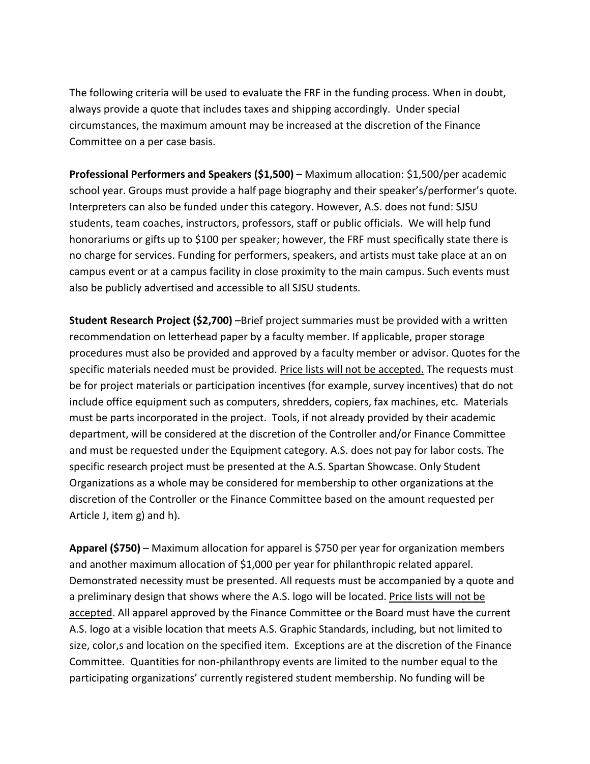The following criteria will be used to evaluate the FRF in the funding process. When in doubt, always provide a quote that includes taxes and shipping accordingly. Under special circumstances, the maximum amount may be increased at the discretion of the Finance Committee on a per case basis.

**Professional Performers and Speakers ($1,500)** – Maximum allocation: $1,500/per academic school year. Groups must provide a half page biography and their speaker's/performer's quote. Interpreters can also be funded under this category. However, A.S. does not fund: SJSU students, team coaches, instructors, professors, staff or public officials. We will help fund honorariums or gifts up to $100 per speaker; however, the FRF must specifically state there is no charge for services. Funding for performers, speakers, and artists must take place at an on campus event or at a campus facility in close proximity to the main campus. Such events must also be publicly advertised and accessible to all SJSU students.

**Student Research Project ($2,700)** –Brief project summaries must be provided with a written recommendation on letterhead paper by a faculty member. If applicable, proper storage procedures must also be provided and approved by a faculty member or advisor. Quotes for the specific materials needed must be provided. <u>Price lists will not be accepted.</u> The requests must be for project materials or participation incentives (for example, survey incentives) that do not include office equipment such as computers, shredders, copiers, fax machines, etc. Materials must be parts incorporated in the project. Tools, if not already provided by their academic department, will be considered at the discretion of the Controller and/or Finance Committee and must be requested under the Equipment category. A.S. does not pay for labor costs. The specific research project must be presented at the A.S. Spartan Showcase. Only Student Organizations as a whole may be considered for membership to other organizations at the discretion of the Controller or the Finance Committee based on the amount requested per Article J, item g) and h).

**Apparel ($750)** – Maximum allocation for apparel is $750 per year for organization members and another maximum allocation of $1,000 per year for philanthropic related apparel. Demonstrated necessity must be presented. All requests must be accompanied by a quote and a preliminary design that shows where the A.S. logo will be located. <u>Price lists will not be accepted</u>. All apparel approved by the Finance Committee or the Board must have the current A.S. logo at a visible location that meets A.S. Graphic Standards, including, but not limited to size, color,s and location on the specified item. Exceptions are at the discretion of the Finance Committee. Quantities for non-philanthropy events are limited to the number equal to the participating organizations' currently registered student membership. No funding will be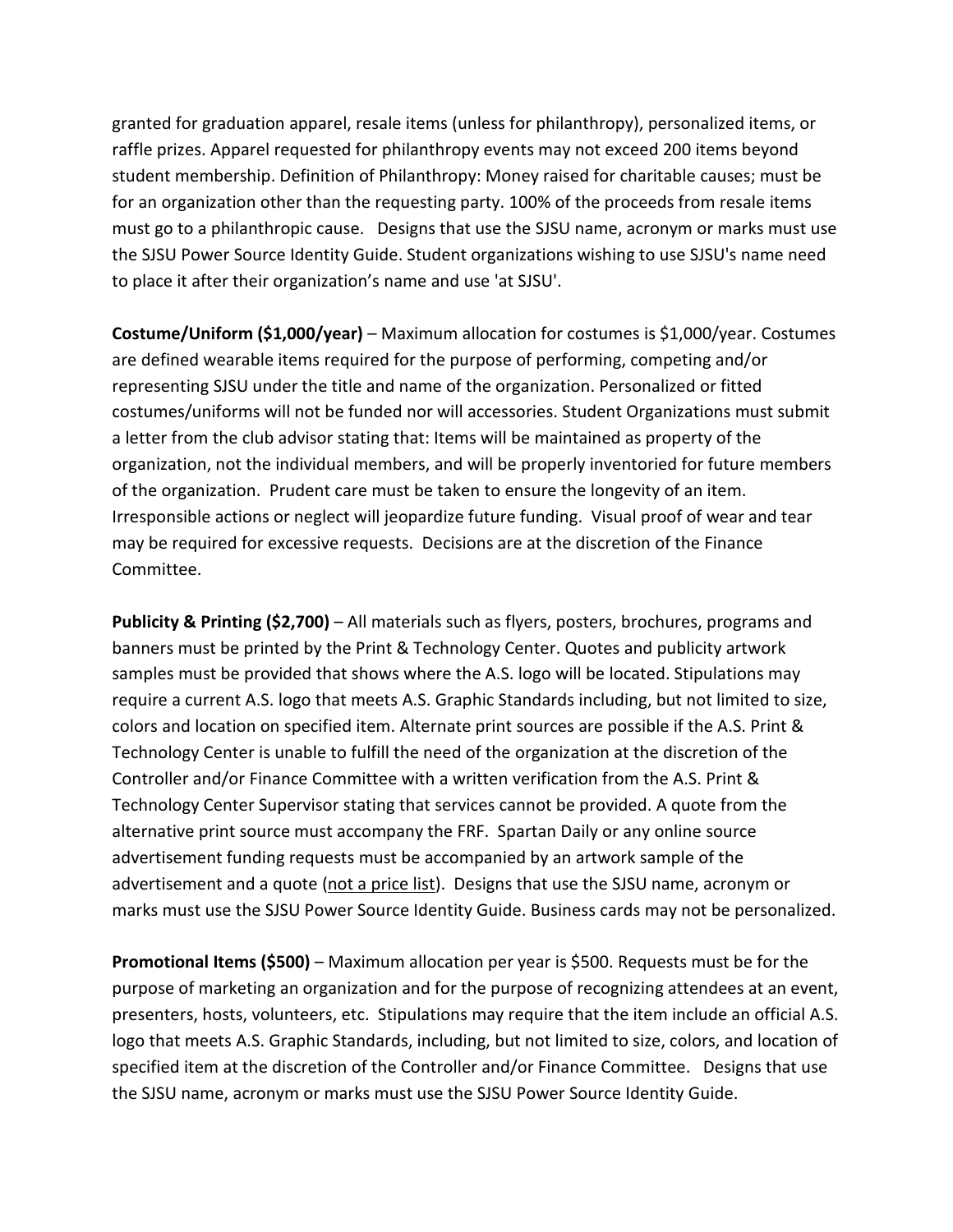granted for graduation apparel, resale items (unless for philanthropy), personalized items, or raffle prizes. Apparel requested for philanthropy events may not exceed 200 items beyond student membership. Definition of Philanthropy: Money raised for charitable causes; must be for an organization other than the requesting party. 100% of the proceeds from resale items must go to a philanthropic cause. Designs that use the SJSU name, acronym or marks must use the SJSU Power Source Identity Guide. Student organizations wishing to use SJSU's name need to place it after their organization's name and use 'at SJSU'.

**Costume/Uniform ($1,000/year)** – Maximum allocation for costumes is $1,000/year. Costumes are defined wearable items required for the purpose of performing, competing and/or representing SJSU under the title and name of the organization. Personalized or fitted costumes/uniforms will not be funded nor will accessories. Student Organizations must submit a letter from the club advisor stating that: Items will be maintained as property of the organization, not the individual members, and will be properly inventoried for future members of the organization. Prudent care must be taken to ensure the longevity of an item. Irresponsible actions or neglect will jeopardize future funding. Visual proof of wear and tear may be required for excessive requests. Decisions are at the discretion of the Finance Committee.

**Publicity & Printing ($2,700)** – All materials such as flyers, posters, brochures, programs and banners must be printed by the Print & Technology Center. Quotes and publicity artwork samples must be provided that shows where the A.S. logo will be located. Stipulations may require a current A.S. logo that meets A.S. Graphic Standards including, but not limited to size, colors and location on specified item. Alternate print sources are possible if the A.S. Print & Technology Center is unable to fulfill the need of the organization at the discretion of the Controller and/or Finance Committee with a written verification from the A.S. Print & Technology Center Supervisor stating that services cannot be provided. A quote from the alternative print source must accompany the FRF. Spartan Daily or any online source advertisement funding requests must be accompanied by an artwork sample of the advertisement and a quote (<u>not a price list</u>). Designs that use the SJSU name, acronym or marks must use the SJSU Power Source Identity Guide. Business cards may not be personalized.

**Promotional Items ($500)** – Maximum allocation per year is $500. Requests must be for the purpose of marketing an organization and for the purpose of recognizing attendees at an event, presenters, hosts, volunteers, etc. Stipulations may require that the item include an official A.S. logo that meets A.S. Graphic Standards, including, but not limited to size, colors, and location of specified item at the discretion of the Controller and/or Finance Committee. Designs that use the SJSU name, acronym or marks must use the SJSU Power Source Identity Guide.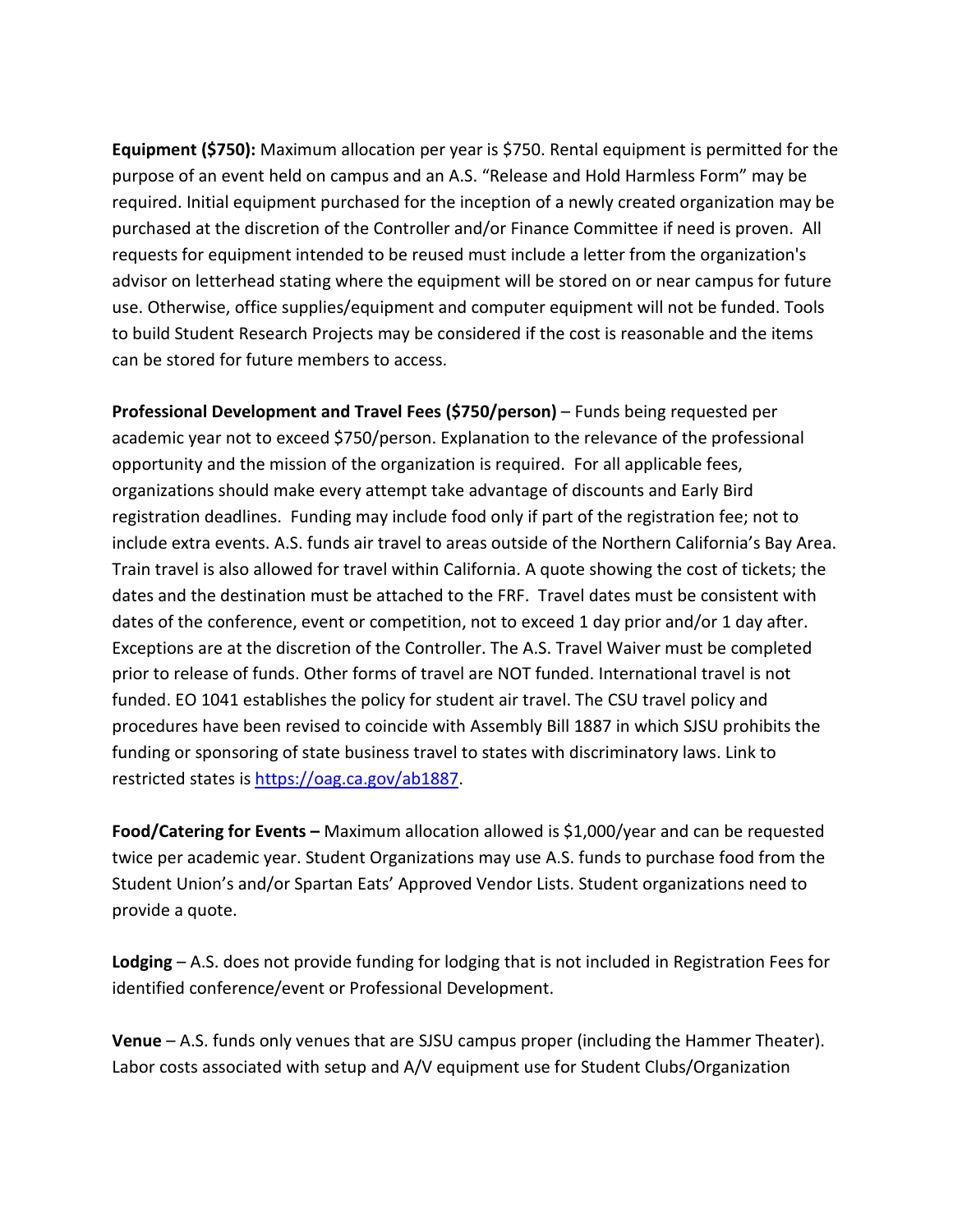**Equipment ($750):** Maximum allocation per year is $750. Rental equipment is permitted for the purpose of an event held on campus and an A.S. "Release and Hold Harmless Form" may be required. Initial equipment purchased for the inception of a newly created organization may be purchased at the discretion of the Controller and/or Finance Committee if need is proven. All requests for equipment intended to be reused must include a letter from the organization's advisor on letterhead stating where the equipment will be stored on or near campus for future use. Otherwise, office supplies/equipment and computer equipment will not be funded. Tools to build Student Research Projects may be considered if the cost is reasonable and the items can be stored for future members to access.

**Professional Development and Travel Fees ($750/person)** – Funds being requested per academic year not to exceed $750/person. Explanation to the relevance of the professional opportunity and the mission of the organization is required. For all applicable fees, organizations should make every attempt take advantage of discounts and Early Bird registration deadlines. Funding may include food only if part of the registration fee; not to include extra events. A.S. funds air travel to areas outside of the Northern California's Bay Area. Train travel is also allowed for travel within California. A quote showing the cost of tickets; the dates and the destination must be attached to the FRF. Travel dates must be consistent with dates of the conference, event or competition, not to exceed 1 day prior and/or 1 day after. Exceptions are at the discretion of the Controller. The A.S. Travel Waiver must be completed prior to release of funds. Other forms of travel are NOT funded. International travel is not funded. EO 1041 establishes the policy for student air travel. The CSU travel policy and procedures have been revised to coincide with Assembly Bill 1887 in which SJSU prohibits the funding or sponsoring of state business travel to states with discriminatory laws. Link to restricted states is [https://oag.ca.gov/ab1887](https://oag.ca.gov/ab1887).

**Food/Catering for Events –** Maximum allocation allowed is $1,000/year and can be requested twice per academic year. Student Organizations may use A.S. funds to purchase food from the Student Union's and/or Spartan Eats' Approved Vendor Lists. Student organizations need to provide a quote.

**Lodging** – A.S. does not provide funding for lodging that is not included in Registration Fees for identified conference/event or Professional Development.

**Venue** – A.S. funds only venues that are SJSU campus proper (including the Hammer Theater). Labor costs associated with setup and A/V equipment use for Student Clubs/Organization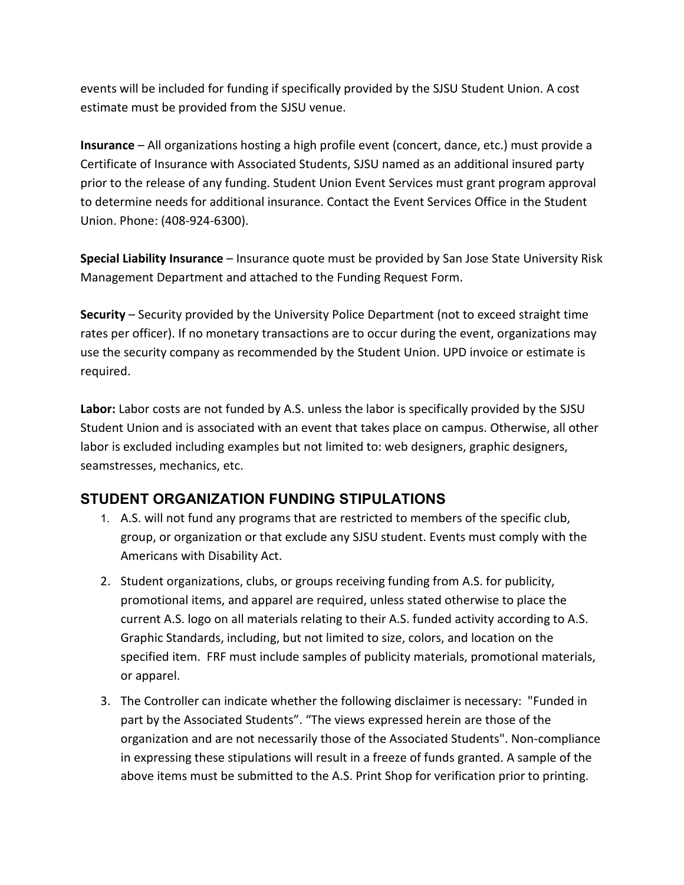events will be included for funding if specifically provided by the SJSU Student Union. A cost estimate must be provided from the SJSU venue.

**Insurance** – All organizations hosting a high profile event (concert, dance, etc.) must provide a Certificate of Insurance with Associated Students, SJSU named as an additional insured party prior to the release of any funding. Student Union Event Services must grant program approval to determine needs for additional insurance. Contact the Event Services Office in the Student Union. Phone: (408-924-6300).

**Special Liability Insurance** – Insurance quote must be provided by San Jose State University Risk Management Department and attached to the Funding Request Form.

**Security** – Security provided by the University Police Department (not to exceed straight time rates per officer). If no monetary transactions are to occur during the event, organizations may use the security company as recommended by the Student Union. UPD invoice or estimate is required.

**Labor:** Labor costs are not funded by A.S. unless the labor is specifically provided by the SJSU Student Union and is associated with an event that takes place on campus. Otherwise, all other labor is excluded including examples but not limited to: web designers, graphic designers, seamstresses, mechanics, etc.

## STUDENT ORGANIZATION FUNDING STIPULATIONS

1. A.S. will not fund any programs that are restricted to members of the specific club, group, or organization or that exclude any SJSU student. Events must comply with the Americans with Disability Act.
2. Student organizations, clubs, or groups receiving funding from A.S. for publicity, promotional items, and apparel are required, unless stated otherwise to place the current A.S. logo on all materials relating to their A.S. funded activity according to A.S. Graphic Standards, including, but not limited to size, colors, and location on the specified item. FRF must include samples of publicity materials, promotional materials, or apparel.
3. The Controller can indicate whether the following disclaimer is necessary: "Funded in part by the Associated Students". "The views expressed herein are those of the organization and are not necessarily those of the Associated Students". Non-compliance in expressing these stipulations will result in a freeze of funds granted. A sample of the above items must be submitted to the A.S. Print Shop for verification prior to printing.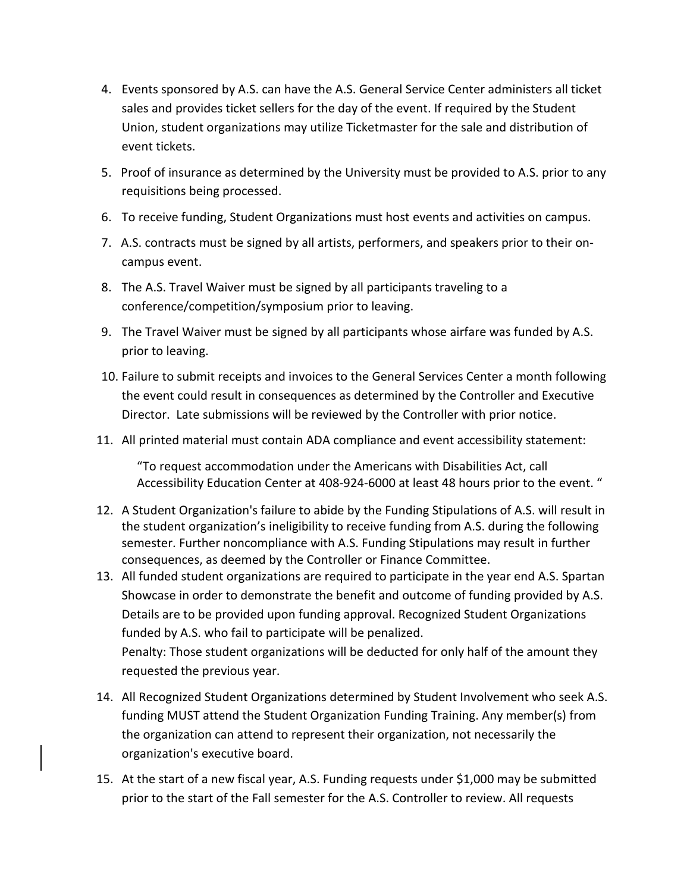4. Events sponsored by A.S. can have the A.S. General Service Center administers all ticket sales and provides ticket sellers for the day of the event. If required by the Student Union, student organizations may utilize Ticketmaster for the sale and distribution of event tickets.
5. Proof of insurance as determined by the University must be provided to A.S. prior to any requisitions being processed.
6. To receive funding, Student Organizations must host events and activities on campus.
7. A.S. contracts must be signed by all artists, performers, and speakers prior to their on-campus event.
8. The A.S. Travel Waiver must be signed by all participants traveling to a conference/competition/symposium prior to leaving.
9. The Travel Waiver must be signed by all participants whose airfare was funded by A.S. prior to leaving.
10. Failure to submit receipts and invoices to the General Services Center a month following the event could result in consequences as determined by the Controller and Executive Director. Late submissions will be reviewed by the Controller with prior notice.
11. All printed material must contain ADA compliance and event accessibility statement:

    "To request accommodation under the Americans with Disabilities Act, call Accessibility Education Center at 408-924-6000 at least 48 hours prior to the event. "

12. A Student Organization's failure to abide by the Funding Stipulations of A.S. will result in the student organization's ineligibility to receive funding from A.S. during the following semester. Further noncompliance with A.S. Funding Stipulations may result in further consequences, as deemed by the Controller or Finance Committee.
13. All funded student organizations are required to participate in the year end A.S. Spartan Showcase in order to demonstrate the benefit and outcome of funding provided by A.S. Details are to be provided upon funding approval. Recognized Student Organizations funded by A.S. who fail to participate will be penalized.
    Penalty: Those student organizations will be deducted for only half of the amount they requested the previous year.
14. All Recognized Student Organizations determined by Student Involvement who seek A.S. funding MUST attend the Student Organization Funding Training. Any member(s) from the organization can attend to represent their organization, not necessarily the organization's executive board.
15. At the start of a new fiscal year, A.S. Funding requests under $1,000 may be submitted prior to the start of the Fall semester for the A.S. Controller to review. All requests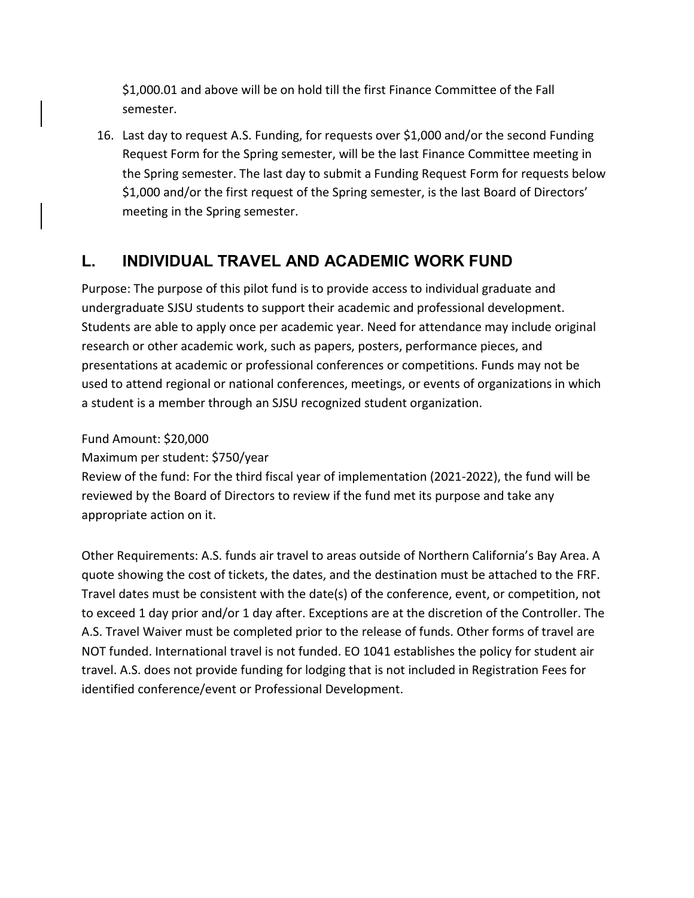$1,000.01 and above will be on hold till the first Finance Committee of the Fall semester.

16. Last day to request A.S. Funding, for requests over $1,000 and/or the second Funding Request Form for the Spring semester, will be the last Finance Committee meeting in the Spring semester. The last day to submit a Funding Request Form for requests below $1,000 and/or the first request of the Spring semester, is the last Board of Directors' meeting in the Spring semester.

## L. INDIVIDUAL TRAVEL AND ACADEMIC WORK FUND

Purpose: The purpose of this pilot fund is to provide access to individual graduate and undergraduate SJSU students to support their academic and professional development. Students are able to apply once per academic year. Need for attendance may include original research or other academic work, such as papers, posters, performance pieces, and presentations at academic or professional conferences or competitions. Funds may not be used to attend regional or national conferences, meetings, or events of organizations in which a student is a member through an SJSU recognized student organization.

Fund Amount: $20,000
Maximum per student: $750/year
Review of the fund: For the third fiscal year of implementation (2021-2022), the fund will be reviewed by the Board of Directors to review if the fund met its purpose and take any appropriate action on it.

Other Requirements: A.S. funds air travel to areas outside of Northern California's Bay Area. A quote showing the cost of tickets, the dates, and the destination must be attached to the FRF. Travel dates must be consistent with the date(s) of the conference, event, or competition, not to exceed 1 day prior and/or 1 day after. Exceptions are at the discretion of the Controller. The A.S. Travel Waiver must be completed prior to the release of funds. Other forms of travel are NOT funded. International travel is not funded. EO 1041 establishes the policy for student air travel. A.S. does not provide funding for lodging that is not included in Registration Fees for identified conference/event or Professional Development.